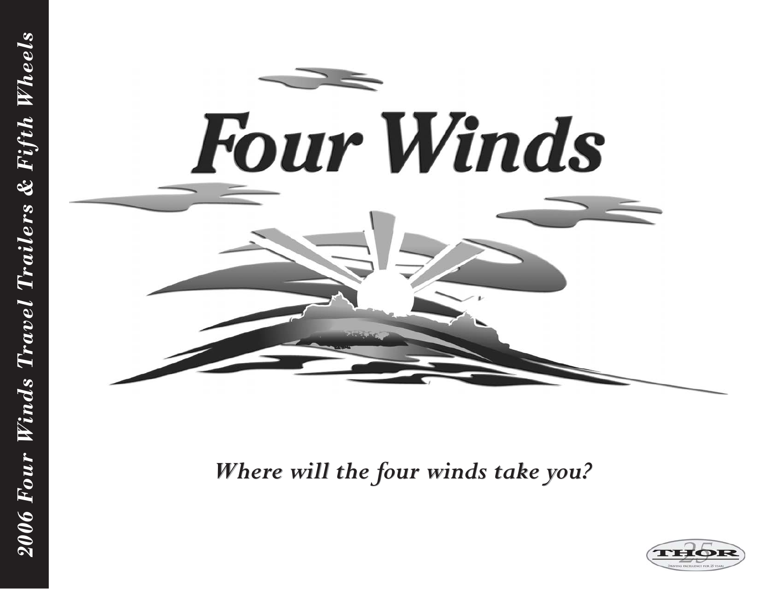2006 Four Winds Travel Trailers & Fifth Wheels

# Four Winds

*Where will the four winds take you?*

THOR 25 Driving excellence for 25 years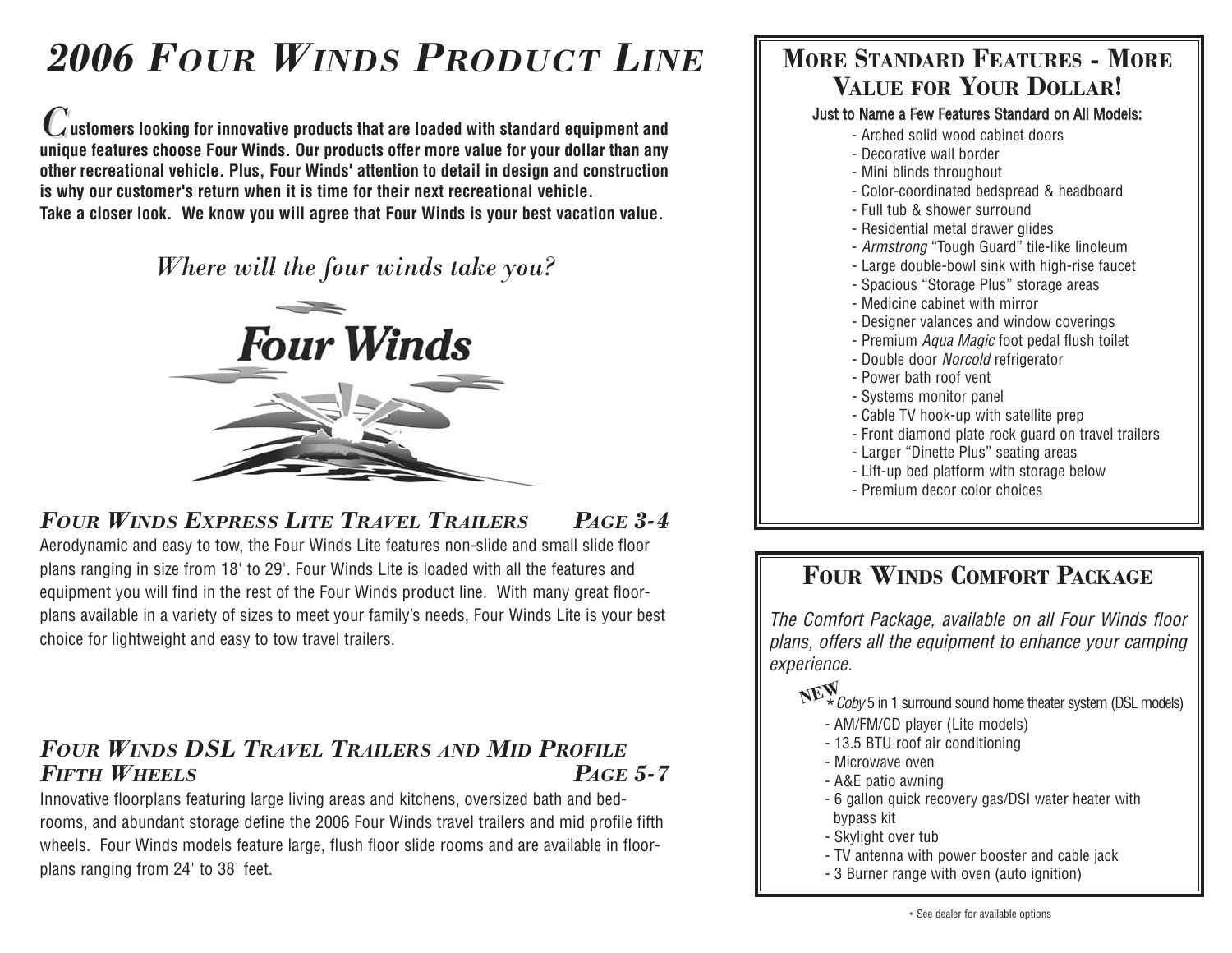# 2006 FOUR WINDS PRODUCT LINE

**Customers looking for innovative products that are loaded with standard equipment and unique features choose Four Winds. Our products offer more value for your dollar than any other recreational vehicle. Plus, Four Winds' attention to detail in design and construction is why our customer's return when it is time for their next recreational vehicle. Take a closer look. We know you will agree that Four Winds is your best vacation value.**

*Where will the four winds take you?*

Four Winds

## *FOUR WINDS EXPRESS LITE TRAVEL TRAILERS* — *PAGE 3-4*

Aerodynamic and easy to tow, the Four Winds Lite features non-slide and small slide floor plans ranging in size from 18' to 29'. Four Winds Lite is loaded with all the features and equipment you will find in the rest of the Four Winds product line. With many great floorplans available in a variety of sizes to meet your family's needs, Four Winds Lite is your best choice for lightweight and easy to tow travel trailers.

## *FOUR WINDS DSL TRAVEL TRAILERS AND MID PROFILE FIFTH WHEELS* — *PAGE 5-7*

Innovative floorplans featuring large living areas and kitchens, oversized bath and bedrooms, and abundant storage define the 2006 Four Winds travel trailers and mid profile fifth wheels. Four Winds models feature large, flush floor slide rooms and are available in floorplans ranging from 24' to 38' feet.

## MORE STANDARD FEATURES - MORE VALUE FOR YOUR DOLLAR!

Just to Name a Few Features Standard on All Models:

- Arched solid wood cabinet doors
- Decorative wall border
- Mini blinds throughout
- Color-coordinated bedspread & headboard
- Full tub & shower surround
- Residential metal drawer glides
- *Armstrong* "Tough Guard" tile-like linoleum
- Large double-bowl sink with high-rise faucet
- Spacious "Storage Plus" storage areas
- Medicine cabinet with mirror
- Designer valances and window coverings
- Premium *Aqua Magic* foot pedal flush toilet
- Double door *Norcold* refrigerator
- Power bath roof vent
- Systems monitor panel
- Cable TV hook-up with satellite prep
- Front diamond plate rock guard on travel trailers
- Larger "Dinette Plus" seating areas
- Lift-up bed platform with storage below
- Premium decor color choices

## FOUR WINDS COMFORT PACKAGE

*The Comfort Package, available on all Four Winds floor plans, offers all the equipment to enhance your camping experience.*

- **NEW** * *Coby* 5 in 1 surround sound home theater system (DSL models)
- AM/FM/CD player (Lite models)
- 13.5 BTU roof air conditioning
- Microwave oven
- A&E patio awning
- 6 gallon quick recovery gas/DSI water heater with bypass kit
- Skylight over tub
- TV antenna with power booster and cable jack
- 3 Burner range with oven (auto ignition)

* See dealer for available options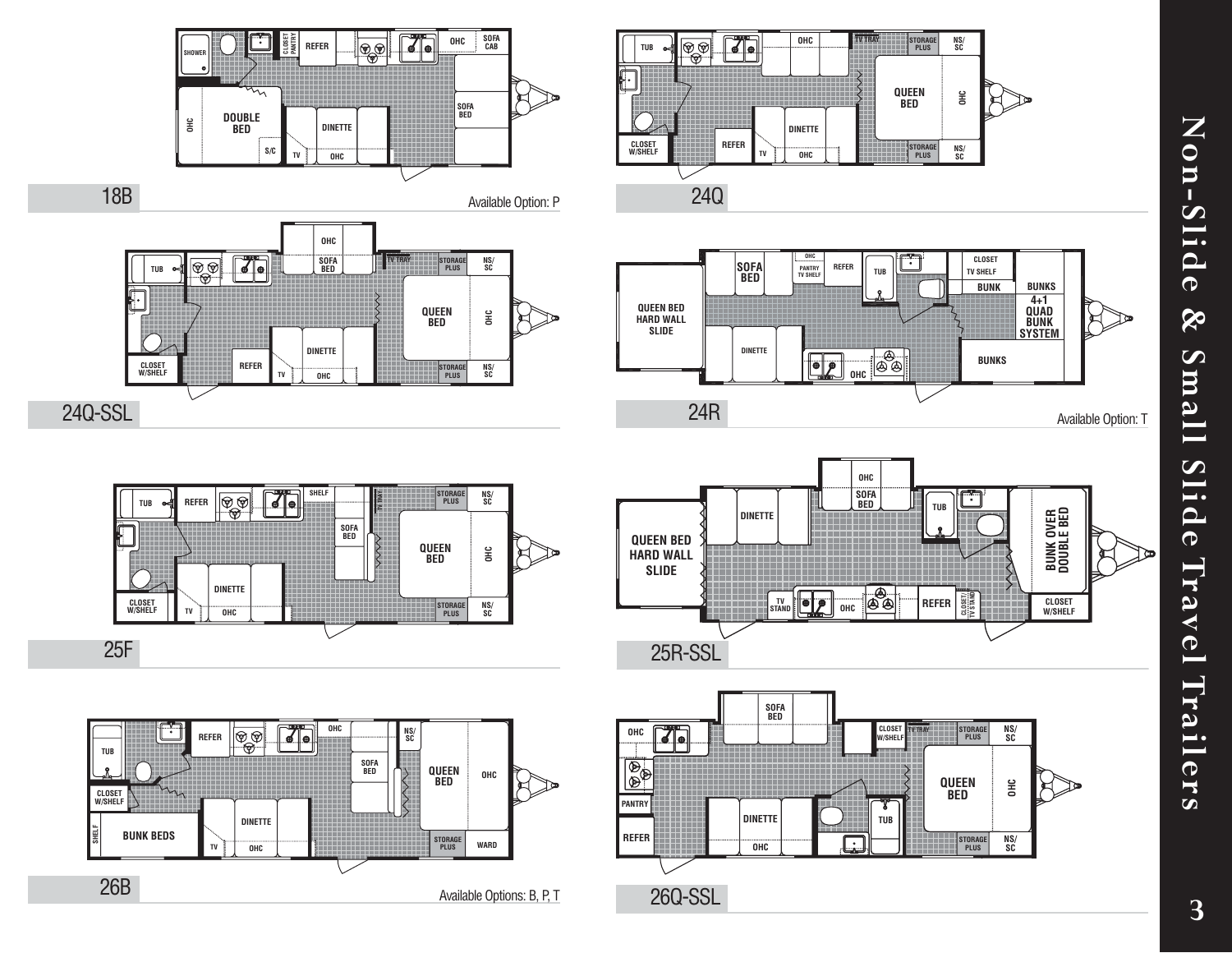# Non-Slide & Small Slide Travel Trailers

SHOWER | CLOSET PANTRY | REFER | OHC | SOFA CAB | OHC | DOUBLE BED | DINETTE | SOFA BED | S/C | TV | OHC

## 18B

Available Option: P

TUB | OHC | TV TRAY | STORAGE PLUS | NS/SC | QUEEN BED | OHC | DINETTE | CLOSET W/SHELF | REFER | TV | OHC | STORAGE PLUS | NS/SC

## 24Q

OHC | SOFA BED | TUB | TV TRAY | STORAGE PLUS | NS/SC | QUEEN BED | OHC | DINETTE | CLOSET W/SHELF | REFER | TV | OHC | STORAGE PLUS | NS/SC

## 24Q-SSL

SOFA BED | OHC | PANTRY TV SHELF | REFER | TUB | CLOSET | TV SHELF | BUNK | BUNKS | 4+1 QUAD BUNK SYSTEM | QUEEN BED HARD WALL SLIDE | DINETTE | OHC | BUNKS

## 24R

Available Option: T

TUB | REFER | SHELF | TV TRAY | STORAGE PLUS | NS/SC | SOFA BED | QUEEN BED | OHC | DINETTE | CLOSET W/SHELF | TV | OHC | STORAGE PLUS | NS/SC

## 25F

OHC | SOFA BED | DINETTE | TUB | BUNK OVER DOUBLE BED | QUEEN BED HARD WALL SLIDE | TV STAND | OHC | REFER | CLOSET/ TV STAND | CLOSET W/SHELF

## 25R-SSL

REFER | OHC | NS/SC | TUB | SOFA BED | QUEEN BED | OHC | CLOSET W/SHELF | DINETTE | SHELF | BUNK BEDS | TV | OHC | STORAGE PLUS | WARD

## 26B

Available Options: B, P, T

SOFA BED | OHC | CLOSET W/SHELF | TV TRAY | STORAGE PLUS | NS/SC | QUEEN BED | OHC | PANTRY | DINETTE | TUB | REFER | OHC | STORAGE PLUS | NS/SC

## 26Q-SSL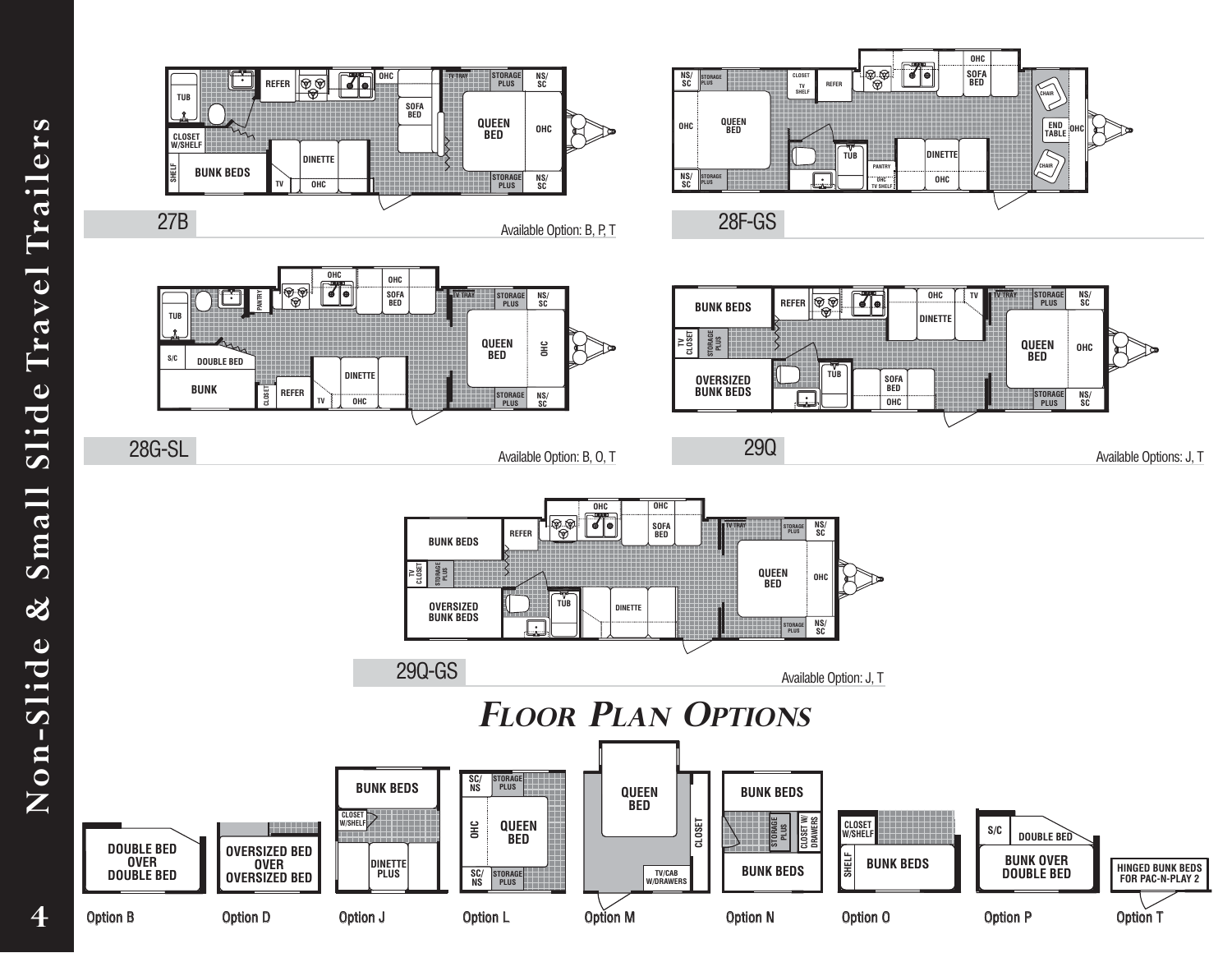# Non-Slide & Small Slide Travel Trailers

## 27B

Available Option: B, P, T

## 28F-GS

## 28G-SL

Available Option: B, O, T

## 29Q

Available Options: J, T

## 29Q-GS

Available Option: J, T

## *Floor Plan Options*

Option B – DOUBLE BED OVER DOUBLE BED

Option D – OVERSIZED BED OVER OVERSIZED BED

Option J – BUNK BEDS, CLOSET W/SHELF, DINETTE PLUS

Option L – SC/NS, STORAGE PLUS, OHC, QUEEN BED

Option M – QUEEN BED, CLOSET, TV/CAB W/DRAWERS

Option N – BUNK BEDS, STORAGE PLUS, CLOSET W/ DRAWERS

Option O – CLOSET W/SHELF, SHELF, BUNK BEDS

Option P – S/C, DOUBLE BED, BUNK OVER DOUBLE BED

Option T – HINGED BUNK BEDS FOR PAC-N-PLAY 2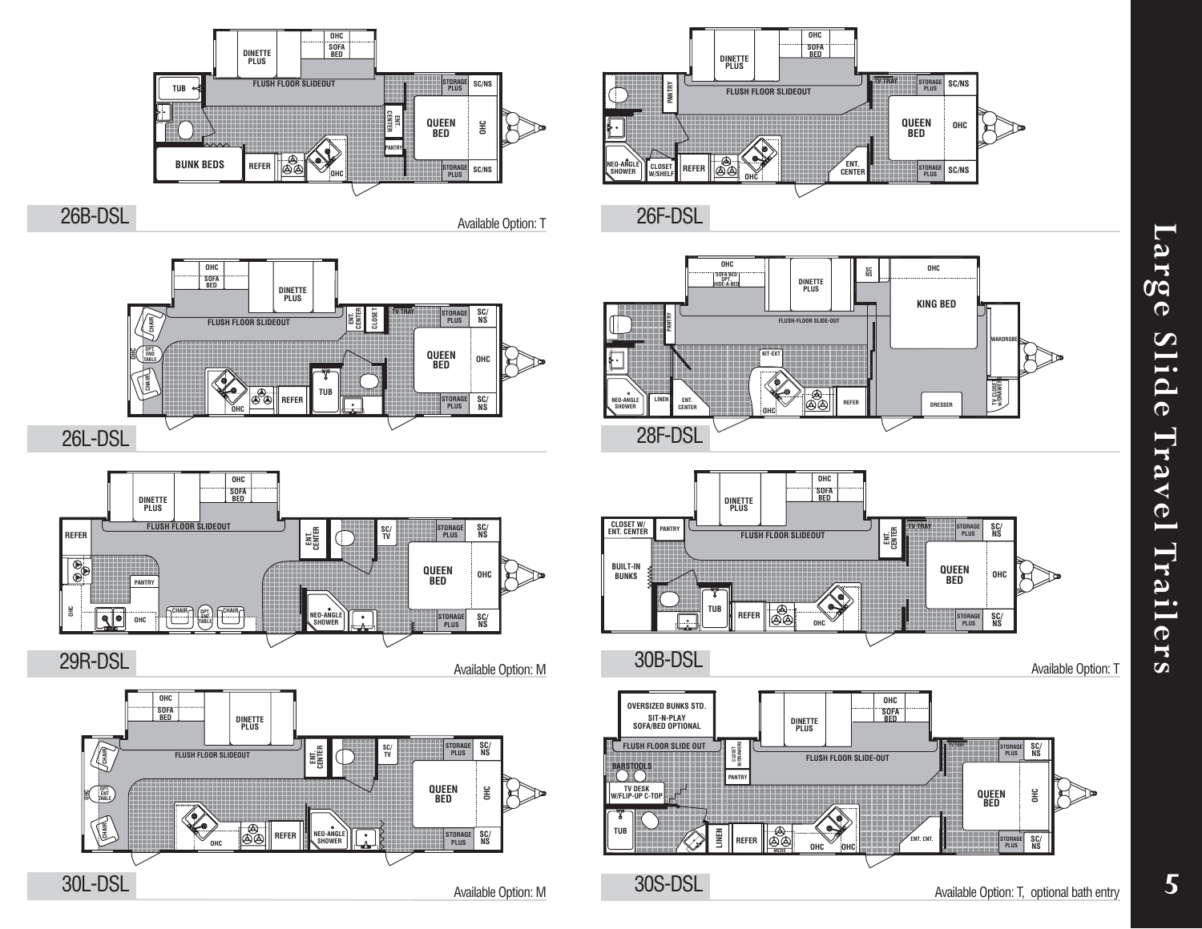# Large Slide Travel Trailers

## 26B-DSL

Available Option: T

## 26F-DSL

## 26L-DSL

## 28F-DSL

## 29R-DSL

Available Option: M

## 30B-DSL

Available Option: T

## 30L-DSL

Available Option: M

## 30S-DSL

Available Option: T, optional bath entry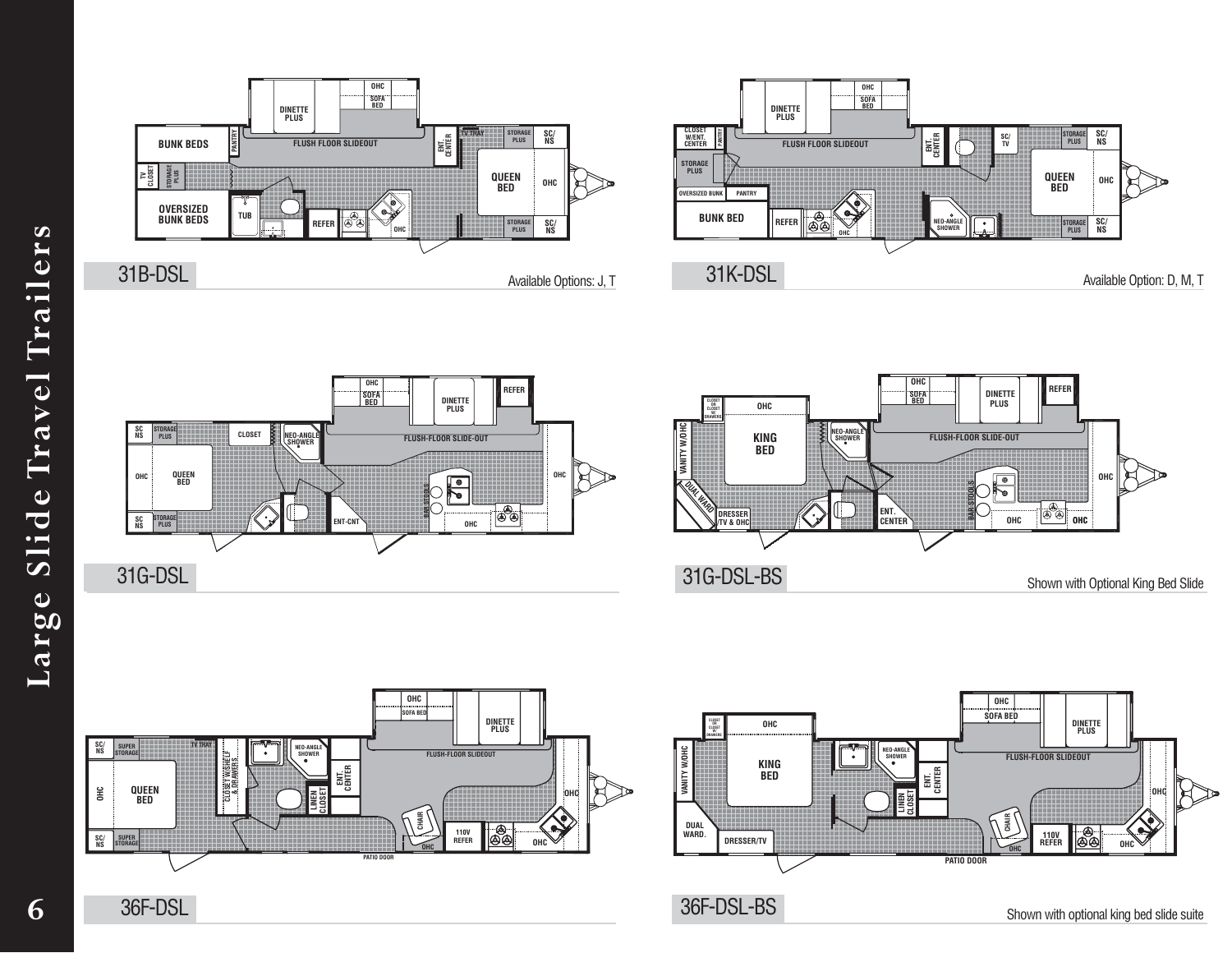# Large Slide Travel Trailers

## 31B-DSL

Available Options: J, T

## 31K-DSL

Available Option: D, M, T

## 31G-DSL

## 31G-DSL-BS

Shown with Optional King Bed Slide

## 36F-DSL

## 36F-DSL-BS

Shown with optional king bed slide suite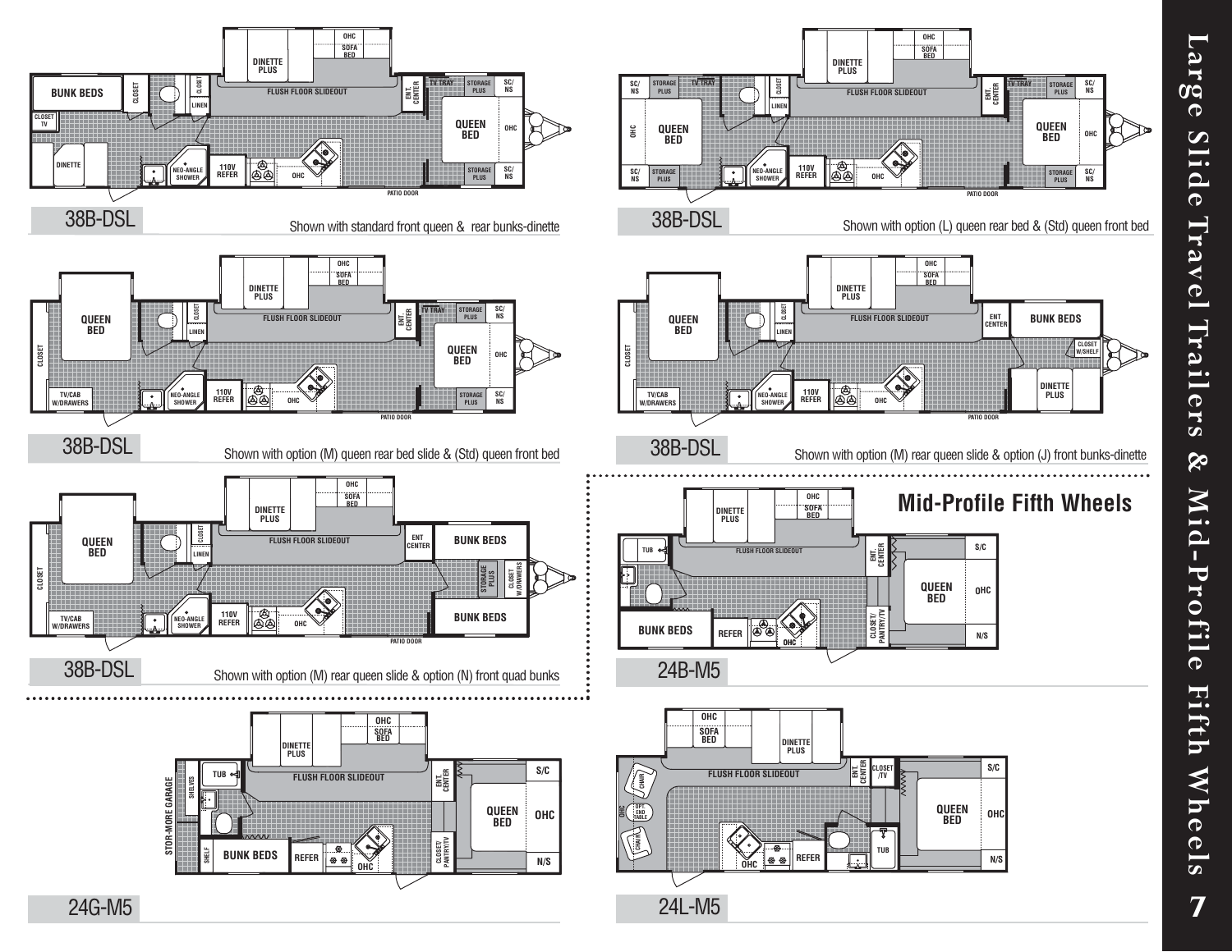# Large Slide Travel Trailers & Mid-Profile Fifth Wheels

BUNK BEDS | CLOSET | CLOSET | LINEN | DINETTE PLUS | OHC | SOFA BED | FLUSH FLOOR SLIDEOUT | ENT. CENTER | TV TRAY | STORAGE PLUS | SC/NS | QUEEN BED | OHC | CLOSET TV | DINETTE | NEO-ANGLE SHOWER | 110V REFER | OHC | STORAGE PLUS | SC/NS | PATIO DOOR

**38B-DSL**

Shown with standard front queen & rear bunks-dinette

SC/NS | STORAGE PLUS | TV TRAY | CLOSET | LINEN | DINETTE PLUS | OHC | SOFA BED | FLUSH FLOOR SLIDEOUT | ENT. CENTER | TV TRAY | STORAGE PLUS | SC/NS | OHC | QUEEN BED | QUEEN BED | OHC | SC/NS | STORAGE PLUS | NEO-ANGLE SHOWER | 110V REFER | OHC | STORAGE PLUS | SC/NS | PATIO DOOR

**38B-DSL**

Shown with option (L) queen rear bed & (Std) queen front bed

QUEEN BED | CLOSET | LINEN | DINETTE PLUS | OHC | SOFA BED | FLUSH FLOOR SLIDEOUT | ENT. CENTER | TV TRAY | STORAGE PLUS | SC/NS | QUEEN BED | OHC | CLOSET | TV/CAB W/DRAWERS | NEO-ANGLE SHOWER | 110V REFER | OHC | STORAGE PLUS | SC/NS | PATIO DOOR

**38B-DSL**

Shown with option (M) queen rear bed slide & (Std) queen front bed

QUEEN BED | CLOSET | LINEN | DINETTE PLUS | OHC | SOFA BED | FLUSH FLOOR SLIDEOUT | ENT CENTER | BUNK BEDS | CLOSET W/SHELF | CLOSET | TV/CAB W/DRAWERS | NEO-ANGLE SHOWER | 110V REFER | OHC | DINETTE PLUS | PATIO DOOR

**38B-DSL**

Shown with option (M) rear queen slide & option (J) front bunks-dinette

QUEEN BED | CLOSET | LINEN | DINETTE PLUS | OHC | SOFA BED | FLUSH FLOOR SLIDEOUT | ENT CENTER | BUNK BEDS | STORAGE PLUS | CLOSET W/DRAWERS | CLOSET | TV/CAB W/DRAWERS | NEO-ANGLE SHOWER | 110V REFER | OHC | BUNK BEDS | PATIO DOOR

**38B-DSL**

Shown with option (M) rear queen slide & option (N) front quad bunks

## Mid-Profile Fifth Wheels

TUB | DINETTE PLUS | OHC | SOFA BED | FLUSH FLOOR SLIDEOUT | ENT. CENTER | S/C | QUEEN BED | OHC | CLOSET/PANTRY/TV | N/S | BUNK BEDS | REFER | OHC

**24B-M5**

STOR-MORE GARAGE | SHELVES | SHELF | TUB | DINETTE PLUS | OHC | SOFA BED | FLUSH FLOOR SLIDEOUT | ENT. CENTER | S/C | QUEEN BED | OHC | BUNK BEDS | REFER | OHC | CLOSET PANTRY/TV | N/S

**24G-M5**

OHC | SOFA BED | DINETTE PLUS | FLUSH FLOOR SLIDEOUT | ENT. CENTER | CLOSET /TV | S/C | CHAIR | OHC | OPT. END TABLE | CHAIR | QUEEN BED | OHC | TUB | OHC | REFER | N/S

**24L-M5**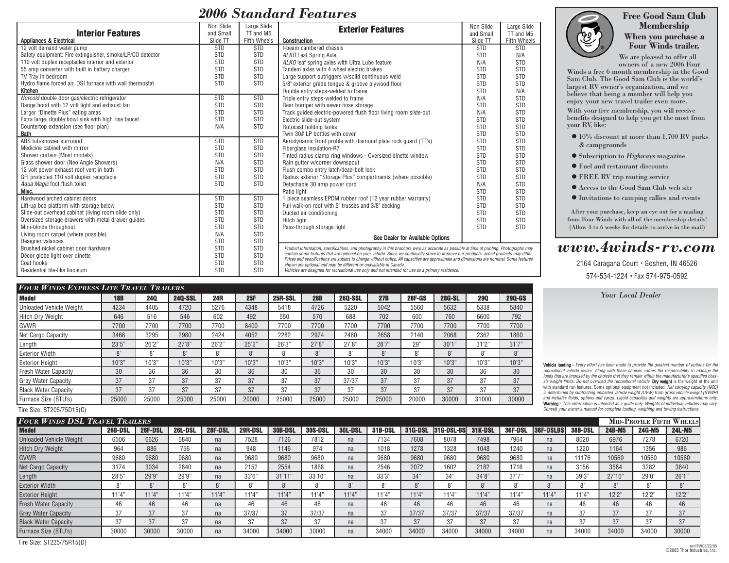# 2006 Standard Features

| Interior Features | Non Slide and Small Slide TT | Large Slide TT and M5 Fifth Wheels |
|---|---|---|
| **Appliances & Electrical** | | |
| 12 volt demand water pump | STD | STD |
| Safety equipment: Fire extinguisher, smoke/LP/CO detector | STD | STD |
| 110 volt duplex receptacles interior and exterior | STD | STD |
| 55 amp converter with built in battery charger | STD | STD |
| TV Tray in bedroom | STD | STD |
| Hydro flame forced air, DSI furnace with wall thermostat | STD | STD |
| **Kitchen** | | |
| *Norcold* double door gas/electric refrigerator | STD | STD |
| Range hood with 12 volt light and exhaust fan | STD | STD |
| Larger "Dinette Plus" eating areas | STD | STD |
| Extra large, double bowl sink with high rise faucet | STD | STD |
| Countertop extension (see floor plan) | N/A | STD |
| **Bath** | | |
| ABS tub/shower surround | STD | STD |
| Medicine cabinet with mirror | STD | STD |
| Shower curtain (Most models) | STD | STD |
| Glass shower door (Neo Angle Showers) | N/A | STD |
| 12 volt power exhaust roof vent in bath | STD | STD |
| GFI protected 110 volt duplex receptacle | STD | STD |
| *Aqua Magic* foot flush toilet | STD | STD |
| **Misc.** | | |
| Hardwood arched cabinet doors | STD | STD |
| Lift-up bed platform with storage below | STD | STD |
| Slide-out overhead cabinet (living room slide only) | STD | STD |
| Oversized storage drawers with metal drawer guides | STD | STD |
| Mini-blinds throughout | STD | STD |
| Living room carpet (where possible) | N/A | STD |
| Designer valances | STD | STD |
| Brushed nickel cabinet door hardware | STD | STD |
| Décor globe light over dinette | STD | STD |
| Coat hooks | STD | STD |
| Residential tile-like linoleum | STD | STD |

| Exterior Features | Non Slide and Small Slide TT | Large Slide TT and M5 Fifth Wheels |
|---|---|---|
| **Construction** | | |
| I-beam cambered chassis | STD | STD |
| *ALKO* Leaf Spring Axle | STD | N/A |
| *ALKO* leaf spring axles with Ultra Lube feature | N/A | STD |
| Tandem axles with 4 wheel electric brakes | STD | STD |
| Large support outriggers w/solid continuous weld | STD | STD |
| 5/8" exterior grade tongue & groove plywood floor | STD | STD |
| Double entry steps-welded to frame | STD | N/A |
| Triple entry steps-welded to frame | N/A | STD |
| Rear bumper with sewer hose storage | STD | STD |
| Track guided electric-powered flush floor living room slide-out | N/A | STD |
| Electric slide-out system | STD | STD |
| Rotocast holding tanks | STD | STD |
| Twin 30# LP bottles with cover | STD | STD |
| Aerodynamic front profile with diamond plate rock guard (TT's) | STD | STD |
| Fiberglass insulation-R7 | STD | STD |
| Tinted radius clamp ring windows - Oversized dinette window | STD | STD |
| Rain gutter w/corner downspout | STD | STD |
| Flush combo entry latch/dead-bolt lock | STD | STD |
| Radius exterior "Storage Plus" compartments (where possible) | STD | STD |
| Detachable 30 amp power cord | N/A | STD |
| Patio light | STD | STD |
| 1 piece seamless EPDM rubber roof (12 year rubber warranty) | STD | STD |
| Full walk-on roof with 5" trusses and 3/8" decking | STD | STD |
| Ducted air conditioning | STD | STD |
| Hitch light | STD | STD |
| Pass-through storage light | STD | STD |

**See Dealer for Available Options**

*Product information, specifications, and photography in this brochure were as accurate as possible at time of printing. Photographs may contain some features that are optional on your vehicle. Since we continually strive to improve our products, actual products may differ. Prices and specifications are subject to change without notice. All capacities are approximate and dimensions are nominal. Some features shown are optional and may be different or unavailable in Canada. Vehicles are designed for recreational use only and not intended for use as a primary residence.*

## Free Good Sam Club Membership
### When you purchase a Four Winds trailer.

We are pleased to offer all owners of a new 2006 Four Winds a free 6 month membership in the Good Sam Club. The Good Sam Club is the world's largest RV owner's organization, and we believe that being a member will help you enjoy your new travel trailer even more.

With your free membership, you will receive benefits designed to help you get the most from your RV, like:

- 10% discount at more than 1,700 RV parks & campgrounds
- Subscription to *Highways* magazine
- Fuel and restaurant discounts
- FREE RV trip routing service
- Access to the Good Sam Club web site
- Invitations to camping rallies and events

After your purchase, keep an eye out for a mailing from Four Winds with all of the membership details! (Allow 4 to 6 weeks for details to arrive in the mail)

## www.4winds-rv.com

2164 Caragana Court • Goshen, IN 46526

574-534-1224 • Fax 574-975-0592

*Your Local Dealer*

## Four Winds Express Lite Travel Trailers

| Model | 18B | 24Q | 24Q-SSL | 24R | 25F | 25R-SSL | 26B | 26Q-SSL | 27B | 28F-GS | 28G-SL | 29Q | 29Q-GS |
|---|---|---|---|---|---|---|---|---|---|---|---|---|---|
| Unloaded Vehicle Weight | 4234 | 4405 | 4720 | 5276 | 4348 | 5418 | 4726 | 5220 | 5042 | 5560 | 5632 | 5338 | 5840 |
| Hitch Dry Weight | 646 | 516 | 546 | 602 | 492 | 550 | 570 | 688 | 702 | 600 | 760 | 6600 | 792 |
| GVWR | 7700 | 7700 | 7700 | 7700 | 8400 | 7700 | 7700 | 7700 | 7700 | 7700 | 7700 | 7700 | 7700 |
| Net Cargo Capacity | 3466 | 3295 | 2980 | 2424 | 4052 | 2282 | 2974 | 2480 | 2658 | 2140 | 2068 | 2362 | 1860 |
| Length | 23'5" | 26'2" | 27'8" | 26'2" | 25'2" | 26'3" | 27'8" | 27'8" | 28'7" | 29" | 30'1" | 31'2" | 31'7" |
| Exterior Width | 8' | 8' | 8' | 8' | 8' | 8' | 8' | 8' | 8' | 8' | 8' | 8' | 8' |
| Exterior Height | 10'3" | 10'3" | 10'3" | 10'3" | 10'3" | 10'3" | 10'3" | 10'3" | 10'3" | 10'3" | 10'3" | 10'3" | 10'3" |
| Fresh Water Capacity | 30 | 36 | 36 | 30 | 36 | 30 | 36 | 30 | 30 | 30 | 30 | 36 | 30 |
| Grey Water Capacity | 37 | 37 | 37 | 37 | 37 | 37 | 37 | 37/37 | 37 | 37 | 37 | 37 | 37 |
| Black Water Capacity | 37 | 37 | 37 | 37 | 37 | 37 | 37 | 37 | 37 | 37 | 37 | 37 | 37 |
| Furnace Size (BTU's) | 25000 | 25000 | 25000 | 25000 | 20000 | 25000 | 25000 | 25000 | 25000 | 20000 | 30000 | 31000 | 30000 |

Tire Size: ST205/75D15(C)

**Vehicle loading -** *Every effort has been made to provide the greatest number of options for the recreational vehicle owner. Along with these choices comes the responsibility to manage the loads that are imposed by the choices that they remain within the manufacturer's specified chassis weight limits. Do not overload the recreational vehicle.* **Dry weight** is the weight of the unit with standard run features. Some optional equipment not included. *Net carrying capacity (NCC) is determined by subtracting unloaded vehicle weight (UVW) from gross vehicle weight (GVWR) and includes fluids, options and cargo. Liquid capacities and weights are approximations only.* **Warning** *- This information is intended as a guide only. Weights of individual vehicles may vary. Consult your owner's manual for complete loading, weighing and towing instructions.*

## Four Winds DSL Travel Trailers / Mid-Profile Fifth Wheels

| Model | 26B-DSL | 26F-DSL | 26L-DSL | 28F-DSL | 29R-DSL | 30B-DSL | 30S-DSL | 30L-DSL | 31B-DSL | 31G-DSL | 31G-DSL-BS | 31K-DSL | 36F-DSL | 36F-DSLBS | 38B-DSL | 24B-M5 | 24G-M5 | 24L-M5 |
|---|---|---|---|---|---|---|---|---|---|---|---|---|---|---|---|---|---|---|
| Unloaded Vehicle Weight | 6506 | 6626 | 6840 | na | 7528 | 7126 | 7812 | na | 7134 | 7608 | 8078 | 7498 | 7964 | na | 8020 | 6976 | 7278 | 6720 |
| Hitch Dry Weight | 964 | 886 | 756 | na | 948 | 1146 | 974 | na | 1018 | 1278 | 1328 | 1048 | 1240 | na | 1220 | 1164 | 1356 | 986 |
| GVWR | 9680 | 9680 | 9680 | na | 9680 | 9680 | 9680 | na | 9680 | 9680 | 9680 | 9680 | 9680 | na | 11176 | 10560 | 10560 | 10560 |
| Net Cargo Capacity | 3174 | 3034 | 2840 | na | 2152 | 2554 | 1868 | na | 2546 | 2072 | 1602 | 2182 | 1716 | na | 3156 | 3584 | 3282 | 3840 |
| Length | 28'5" | 29'9" | 29'9" | na | 33'6" | 31'11" | 33'10" | na | 33'3" | 34" | 34" | 34'8" | 37'7" | na | 39'3" | 27'10" | 29'0" | 26'1" |
| Exterior Width | 8' | 8' | 8' | 8' | 8' | 8' | 8' | 8' | 8' | 8' | 8' | 8' | 8' | 8' | 8' | 8' | 8' | 8' |
| Exterior Height | 11'4" | 11'4" | 11'4" | 11'4" | 11'4" | 11'4" | 11'4" | 11'4" | 11'4" | 11'4" | 11'4" | 11'4" | 11'4" | 11'4" | 11'4" | 12'2" | 12'2" | 12'2" |
| Fresh Water Capacity | 46 | 46 | 46 | na | 46 | 46 | 46 | na | 46 | 46 | 46 | 46 | 46 | na | 46 | 46 | 46 | 46 |
| Grey Water Capacity | 37 | 37 | 37 | na | 37/37 | 37 | 37/37 | na | 37 | 37/37 | 37/37 | 37/37 | 37/37 | na | 37 | 37 | 37 | 37 |
| Black Water Capacity | 37 | 37 | 37 | na | 37 | 37 | 37 | na | 37 | 37 | 37 | 37 | 37 | na | 37 | 37 | 37 | 37 |
| Furnace Size (BTU's) | 30000 | 30000 | 30000 | na | 34000 | 34000 | 30000 | na | 34000 | 34000 | 34000 | 34000 | 34000 | na | 34000 | 34000 | 34000 | 30000 |

Tire Size: ST225/75R15(D)

rev1FW08/22/05
©2005 Thor Industries, Inc.